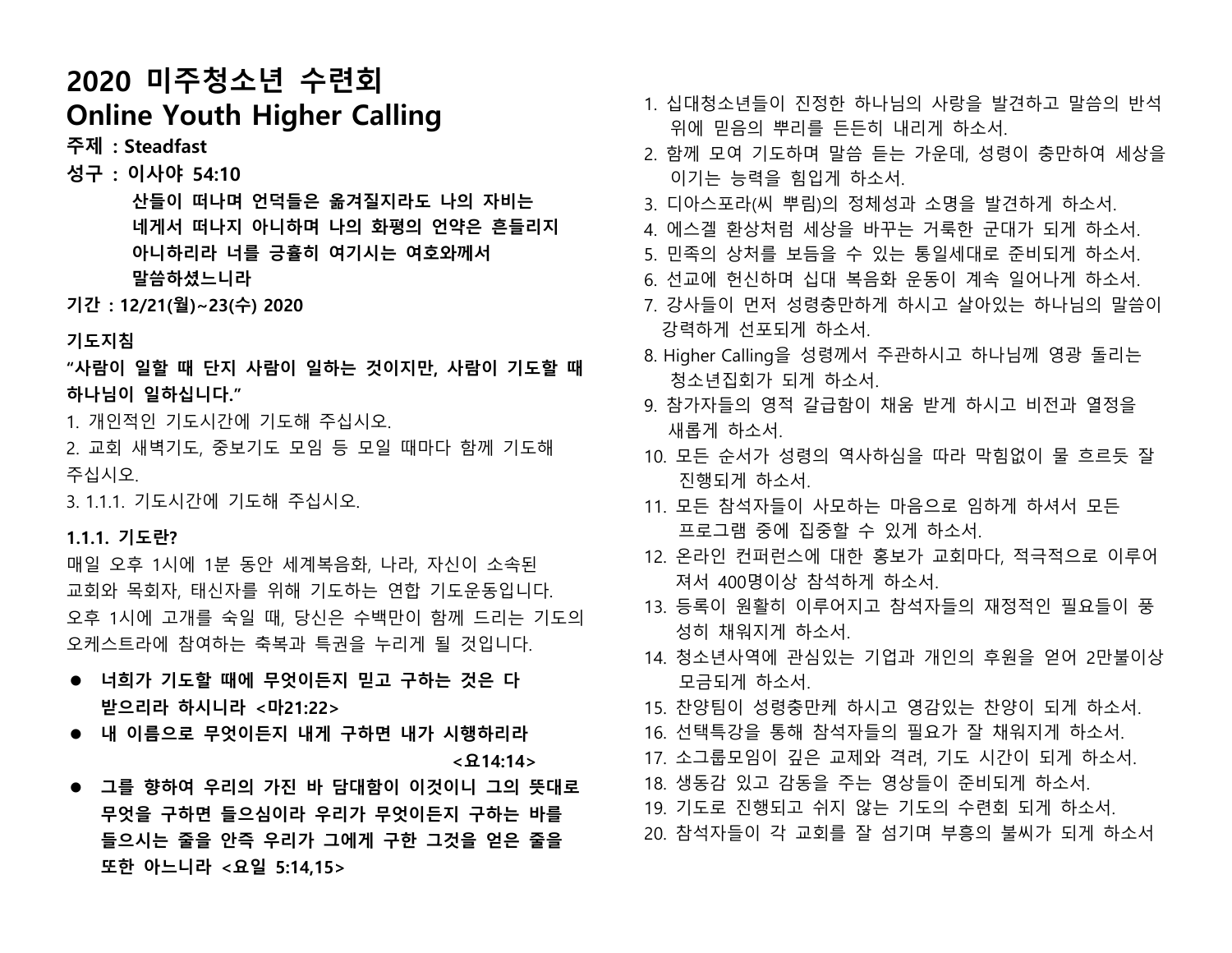# 2020 미주청소년 수련회
# Online Youth Higher Calling

**주제 : Steadfast**

**성구 : 이사야 54:10**

**산들이 떠나며 언덕들은 옮겨질지라도 나의 자비는 네게서 떠나지 아니하며 나의 화평의 언약은 흔들리지 아니하리라 너를 긍휼히 여기시는 여호와께서 말씀하셨느니라**

**기간 : 12/21(월)~23(수) 2020**

### 기도지침

**"사람이 일할 때 단지 사람이 일하는 것이지만, 사람이 기도할 때 하나님이 일하십니다."**

1. 개인적인 기도시간에 기도해 주십시오.
2. 교회 새벽기도, 중보기도 모임 등 모일 때마다 함께 기도해 주십시오.
3. 1.1.1. 기도시간에 기도해 주십시오.

### 1.1.1. 기도란?

매일 오후 1시에 1분 동안 세계복음화, 나라, 자신이 소속된 교회와 목회자, 태신자를 위해 기도하는 연합 기도운동입니다. 오후 1시에 고개를 숙일 때, 당신은 수백만이 함께 드리는 기도의 오케스트라에 참여하는 축복과 특권을 누리게 될 것입니다.

- **너희가 기도할 때에 무엇이든지 믿고 구하는 것은 다 받으리라 하시니라 <마21:22>**
- **내 이름으로 무엇이든지 내게 구하면 내가 시행하리라 <요14:14>**
- **그를 향하여 우리의 가진 바 담대함이 이것이니 그의 뜻대로 무엇을 구하면 들으심이라 우리가 무엇이든지 구하는 바를 들으시는 줄을 안즉 우리가 그에게 구한 그것을 얻은 줄을 또한 아느니라 <요일 5:14,15>**

1. 십대청소년들이 진정한 하나님의 사랑을 발견하고 말씀의 반석 위에 믿음의 뿌리를 든든히 내리게 하소서.
2. 함께 모여 기도하며 말씀 듣는 가운데, 성령이 충만하여 세상을 이기는 능력을 힘입게 하소서.
3. 디아스포라(씨 뿌림)의 정체성과 소명을 발견하게 하소서.
4. 에스겔 환상처럼 세상을 바꾸는 거룩한 군대가 되게 하소서.
5. 민족의 상처를 보듬을 수 있는 통일세대로 준비되게 하소서.
6. 선교에 헌신하며 십대 복음화 운동이 계속 일어나게 하소서.
7. 강사들이 먼저 성령충만하게 하시고 살아있는 하나님의 말씀이 강력하게 선포되게 하소서.
8. Higher Calling을 성령께서 주관하시고 하나님께 영광 돌리는 청소년집회가 되게 하소서.
9. 참가자들의 영적 갈급함이 채움 받게 하시고 비전과 열정을 새롭게 하소서.
10. 모든 순서가 성령의 역사하심을 따라 막힘없이 물 흐르듯 잘 진행되게 하소서.
11. 모든 참석자들이 사모하는 마음으로 임하게 하셔서 모든 프로그램 중에 집중할 수 있게 하소서.
12. 온라인 컨퍼런스에 대한 홍보가 교회마다, 적극적으로 이루어져서 400명이상 참석하게 하소서.
13. 등록이 원활히 이루어지고 참석자들의 재정적인 필요들이 풍성히 채워지게 하소서.
14. 청소년사역에 관심있는 기업과 개인의 후원을 얻어 2만불이상 모금되게 하소서.
15. 찬양팀이 성령충만케 하시고 영감있는 찬양이 되게 하소서.
16. 선택특강을 통해 참석자들의 필요가 잘 채워지게 하소서.
17. 소그룹모임이 깊은 교제와 격려, 기도 시간이 되게 하소서.
18. 생동감 있고 감동을 주는 영상들이 준비되게 하소서.
19. 기도로 진행되고 쉬지 않는 기도의 수련회 되게 하소서.
20. 참석자들이 각 교회를 잘 섬기며 부흥의 불씨가 되게 하소서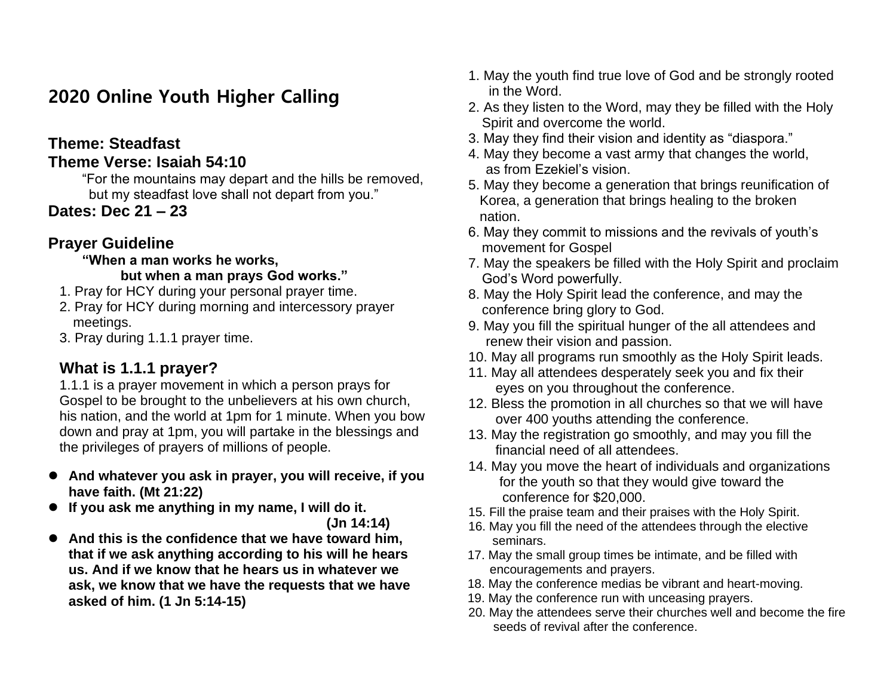# 2020 Online Youth Higher Calling

**Theme: Steadfast**

**Theme Verse: Isaiah 54:10**

"For the mountains may depart and the hills be removed, but my steadfast love shall not depart from you."

**Dates: Dec 21 – 23**

## Prayer Guideline

**"When a man works he works, but when a man prays God works."**

1. Pray for HCY during your personal prayer time.
2. Pray for HCY during morning and intercessory prayer meetings.
3. Pray during 1.1.1 prayer time.

### What is 1.1.1 prayer?

1.1.1 is a prayer movement in which a person prays for Gospel to be brought to the unbelievers at his own church, his nation, and the world at 1pm for 1 minute. When you bow down and pray at 1pm, you will partake in the blessings and the privileges of prayers of millions of people.

- **And whatever you ask in prayer, you will receive, if you have faith. (Mt 21:22)**
- **If you ask me anything in my name, I will do it. (Jn 14:14)**
- **And this is the confidence that we have toward him, that if we ask anything according to his will he hears us. And if we know that he hears us in whatever we ask, we know that we have the requests that we have asked of him. (1 Jn 5:14-15)**

1. May the youth find true love of God and be strongly rooted in the Word.
2. As they listen to the Word, may they be filled with the Holy Spirit and overcome the world.
3. May they find their vision and identity as "diaspora."
4. May they become a vast army that changes the world, as from Ezekiel's vision.
5. May they become a generation that brings reunification of Korea, a generation that brings healing to the broken nation.
6. May they commit to missions and the revivals of youth's movement for Gospel
7. May the speakers be filled with the Holy Spirit and proclaim God's Word powerfully.
8. May the Holy Spirit lead the conference, and may the conference bring glory to God.
9. May you fill the spiritual hunger of the all attendees and renew their vision and passion.
10. May all programs run smoothly as the Holy Spirit leads.
11. May all attendees desperately seek you and fix their eyes on you throughout the conference.
12. Bless the promotion in all churches so that we will have over 400 youths attending the conference.
13. May the registration go smoothly, and may you fill the financial need of all attendees.
14. May you move the heart of individuals and organizations for the youth so that they would give toward the conference for $20,000.
15. Fill the praise team and their praises with the Holy Spirit.
16. May you fill the need of the attendees through the elective seminars.
17. May the small group times be intimate, and be filled with encouragements and prayers.
18. May the conference medias be vibrant and heart-moving.
19. May the conference run with unceasing prayers.
20. May the attendees serve their churches well and become the fire seeds of revival after the conference.